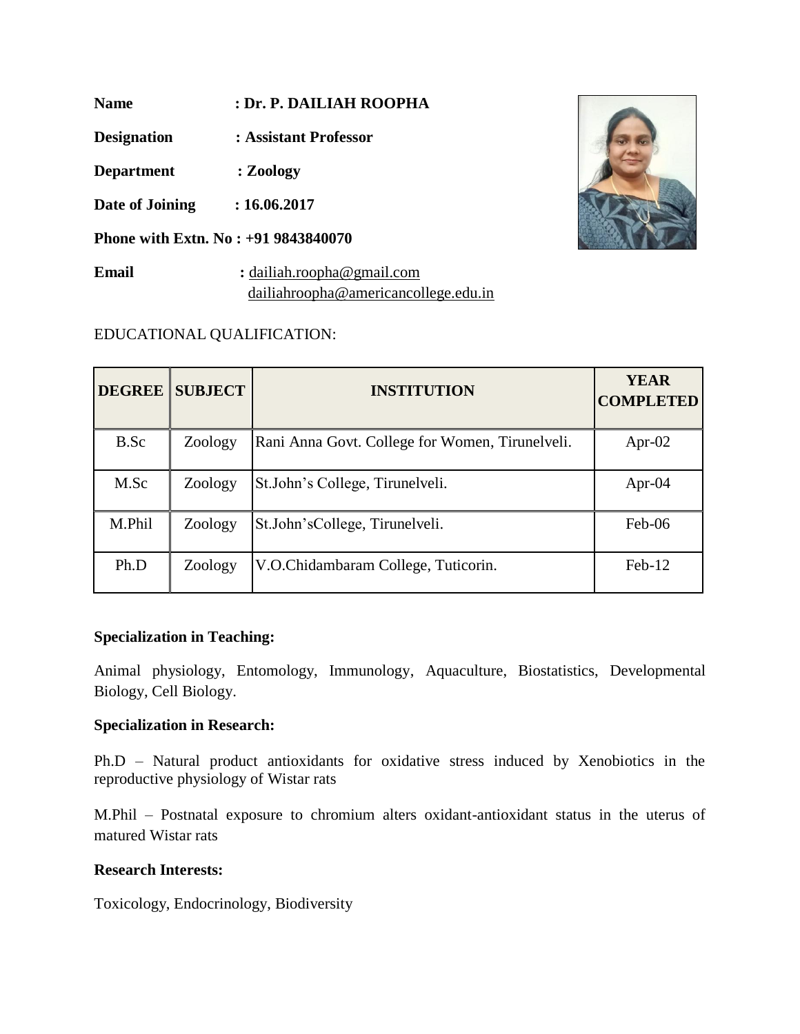**Name** : **Dr. P. DAILIAH ROOPHA**

**Designation** : **Assistant Professor**

**Department** : **Zoology**

**Date of Joining** : **16.06.2017**

**Phone with Extn. No** : **+91 9843840070**

**Email** : dailiah.roopha@gmail.com
dailiahroopha@americancollege.edu.in

EDUCATIONAL QUALIFICATION:

| DEGREE | SUBJECT | INSTITUTION | YEAR COMPLETED |
|---|---|---|---|
| B.Sc | Zoology | Rani Anna Govt. College for Women, Tirunelveli. | Apr-02 |
| M.Sc | Zoology | St.John's College, Tirunelveli. | Apr-04 |
| M.Phil | Zoology | St.John'sCollege, Tirunelveli. | Feb-06 |
| Ph.D | Zoology | V.O.Chidambaram College, Tuticorin. | Feb-12 |

**Specialization in Teaching:**

Animal physiology, Entomology, Immunology, Aquaculture, Biostatistics, Developmental Biology, Cell Biology.

**Specialization in Research:**

Ph.D – Natural product antioxidants for oxidative stress induced by Xenobiotics in the reproductive physiology of Wistar rats

M.Phil – Postnatal exposure to chromium alters oxidant-antioxidant status in the uterus of matured Wistar rats

**Research Interests:**

Toxicology, Endocrinology, Biodiversity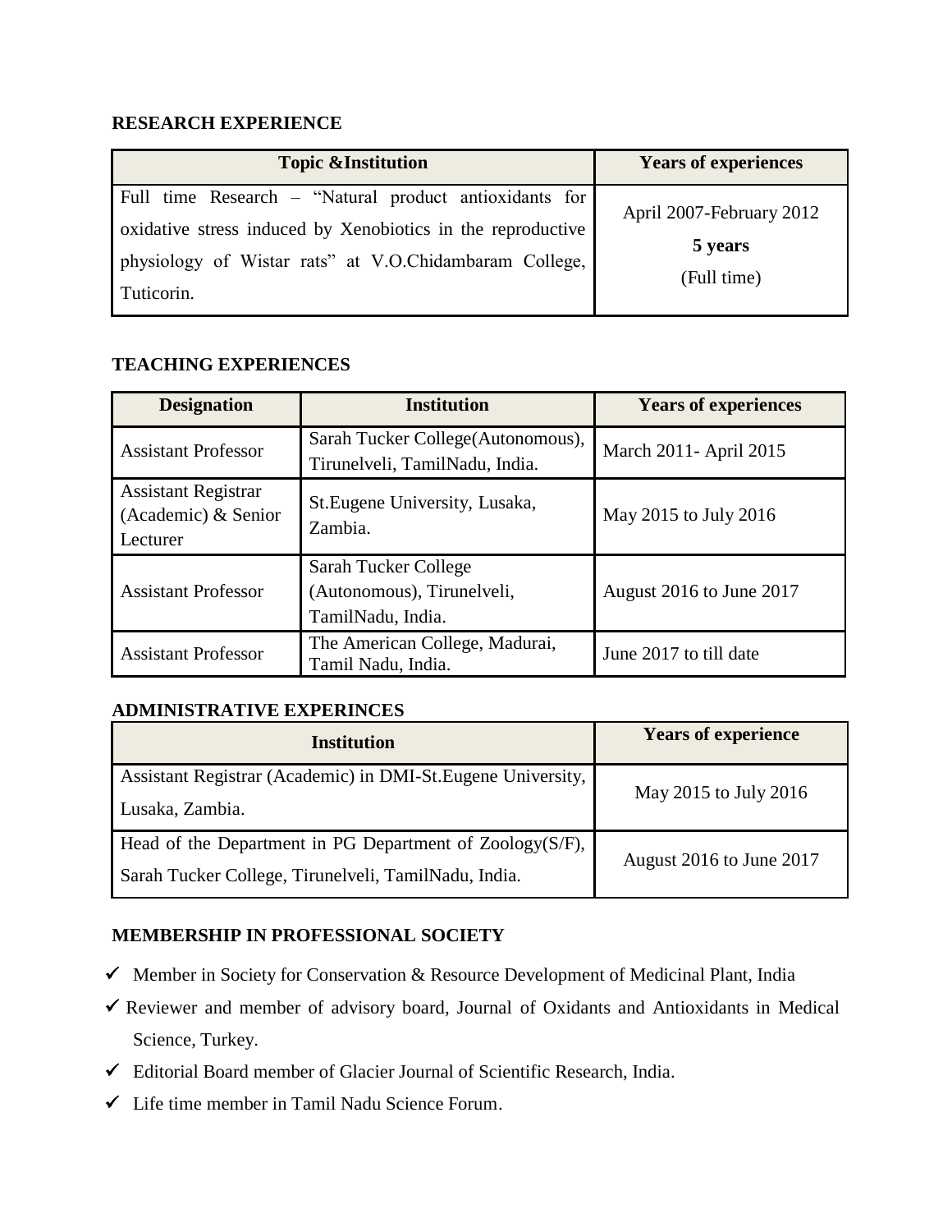## RESEARCH EXPERIENCE

| Topic &Institution | Years of experiences |
|---|---|
| Full time Research – "Natural product antioxidants for oxidative stress induced by Xenobiotics in the reproductive physiology of Wistar rats" at V.O.Chidambaram College, Tuticorin. | April 2007-February 2012 **5 years** (Full time) |

## TEACHING EXPERIENCES

| Designation | Institution | Years of experiences |
|---|---|---|
| Assistant Professor | Sarah Tucker College(Autonomous), Tirunelveli, TamilNadu, India. | March 2011- April 2015 |
| Assistant Registrar (Academic) & Senior Lecturer | St.Eugene University, Lusaka, Zambia. | May 2015 to July 2016 |
| Assistant Professor | Sarah Tucker College (Autonomous), Tirunelveli, TamilNadu, India. | August 2016 to June 2017 |
| Assistant Professor | The American College, Madurai, Tamil Nadu, India. | June 2017 to till date |

## ADMINISTRATIVE EXPERINCES

| Institution | Years of experience |
|---|---|
| Assistant Registrar (Academic) in DMI-St.Eugene University, Lusaka, Zambia. | May 2015 to July 2016 |
| Head of the Department in PG Department of Zoology(S/F), Sarah Tucker College, Tirunelveli, TamilNadu, India. | August 2016 to June 2017 |

## MEMBERSHIP IN PROFESSIONAL SOCIETY

- ✓ Member in Society for Conservation & Resource Development of Medicinal Plant, India
- ✓ Reviewer and member of advisory board, Journal of Oxidants and Antioxidants in Medical Science, Turkey.
- ✓ Editorial Board member of Glacier Journal of Scientific Research, India.
- ✓ Life time member in Tamil Nadu Science Forum.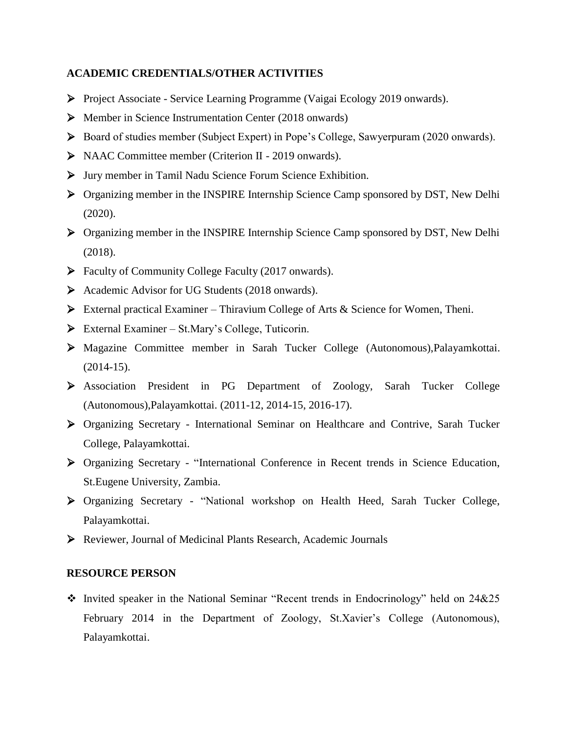## ACADEMIC CREDENTIALS/OTHER ACTIVITIES

- Project Associate - Service Learning Programme (Vaigai Ecology 2019 onwards).
- Member in Science Instrumentation Center (2018 onwards)
- Board of studies member (Subject Expert) in Pope's College, Sawyerpuram (2020 onwards).
- NAAC Committee member (Criterion II - 2019 onwards).
- Jury member in Tamil Nadu Science Forum Science Exhibition.
- Organizing member in the INSPIRE Internship Science Camp sponsored by DST, New Delhi (2020).
- Organizing member in the INSPIRE Internship Science Camp sponsored by DST, New Delhi (2018).
- Faculty of Community College Faculty (2017 onwards).
- Academic Advisor for UG Students (2018 onwards).
- External practical Examiner – Thiravium College of Arts & Science for Women, Theni.
- External Examiner – St.Mary's College, Tuticorin.
- Magazine Committee member in Sarah Tucker College (Autonomous),Palayamkottai. (2014-15).
- Association President in PG Department of Zoology, Sarah Tucker College (Autonomous),Palayamkottai. (2011-12, 2014-15, 2016-17).
- Organizing Secretary - International Seminar on Healthcare and Contrive, Sarah Tucker College, Palayamkottai.
- Organizing Secretary - "International Conference in Recent trends in Science Education, St.Eugene University, Zambia.
- Organizing Secretary - "National workshop on Health Heed, Sarah Tucker College, Palayamkottai.
- Reviewer, Journal of Medicinal Plants Research, Academic Journals

## RESOURCE PERSON

- Invited speaker in the National Seminar "Recent trends in Endocrinology" held on 24&25 February 2014 in the Department of Zoology, St.Xavier's College (Autonomous), Palayamkottai.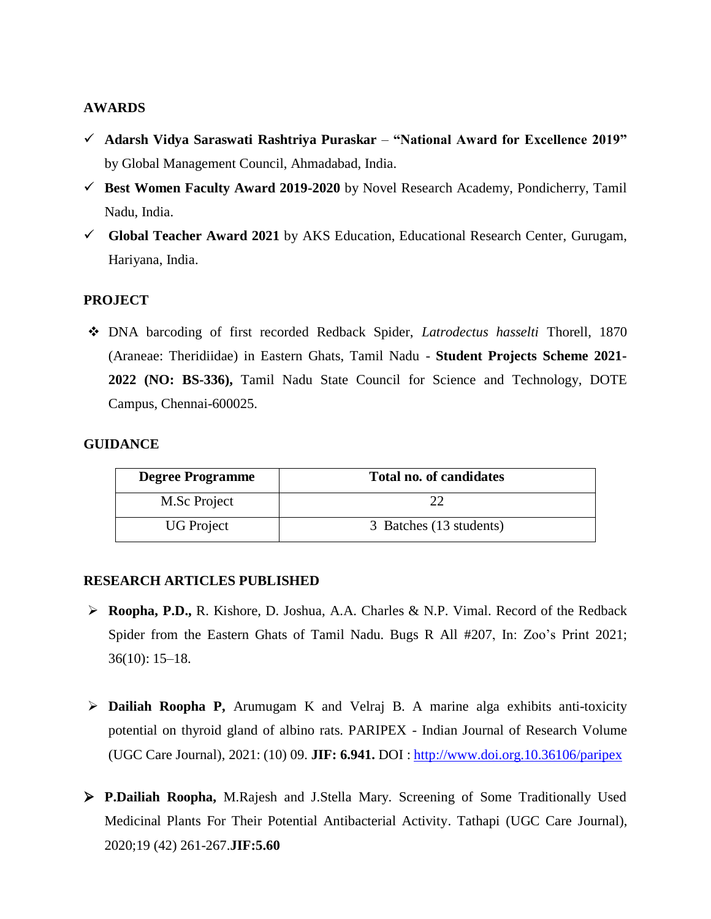## AWARDS

- ✓ **Adarsh Vidya Saraswati Rashtriya Puraskar** – **"National Award for Excellence 2019"** by Global Management Council, Ahmadabad, India.
- ✓ **Best Women Faculty Award 2019-2020** by Novel Research Academy, Pondicherry, Tamil Nadu, India.
- ✓ **Global Teacher Award 2021** by AKS Education, Educational Research Center, Gurugam, Hariyana, India.

## PROJECT

- ❖ DNA barcoding of first recorded Redback Spider, *Latrodectus hasselti* Thorell, 1870 (Araneae: Theridiidae) in Eastern Ghats, Tamil Nadu - **Student Projects Scheme 2021-2022 (NO: BS-336),** Tamil Nadu State Council for Science and Technology, DOTE Campus, Chennai-600025.

## GUIDANCE

| Degree Programme | Total no. of candidates |
|---|---|
| M.Sc Project | 22 |
| UG Project | 3 Batches (13 students) |

## RESEARCH ARTICLES PUBLISHED

- ➢ **Roopha, P.D.,** R. Kishore, D. Joshua, A.A. Charles & N.P. Vimal. Record of the Redback Spider from the Eastern Ghats of Tamil Nadu. Bugs R All #207, In: Zoo's Print 2021; 36(10): 15–18.

- ➢ **Dailiah Roopha P,** Arumugam K and Velraj B. A marine alga exhibits anti-toxicity potential on thyroid gland of albino rats. PARIPEX - Indian Journal of Research Volume (UGC Care Journal), 2021: (10) 09. **JIF: 6.941.** DOI : http://www.doi.org.10.36106/paripex

- ➢ **P.Dailiah Roopha,** M.Rajesh and J.Stella Mary. Screening of Some Traditionally Used Medicinal Plants For Their Potential Antibacterial Activity. Tathapi (UGC Care Journal), 2020;19 (42) 261-267.**JIF:5.60**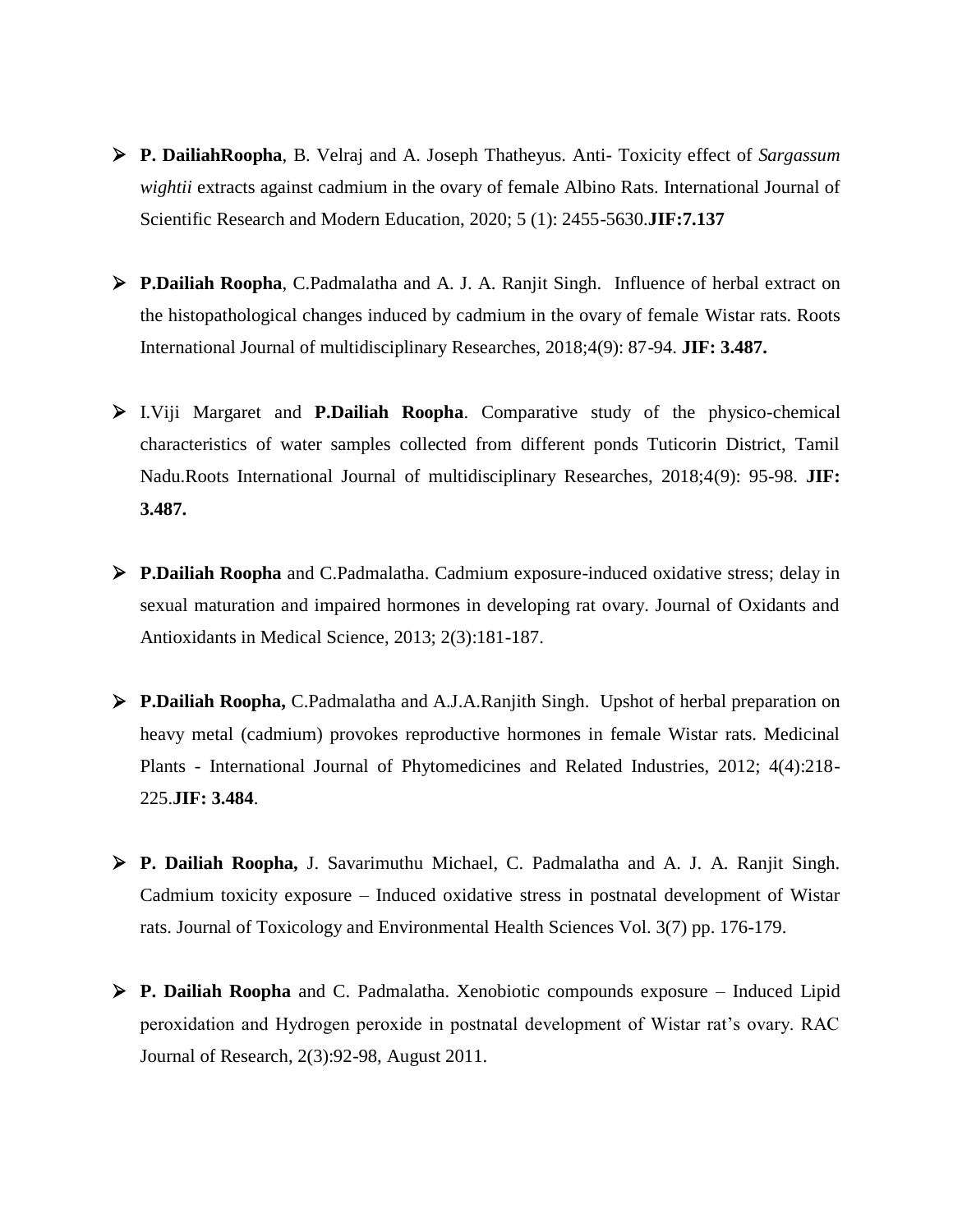- **P. DailiahRoopha**, B. Velraj and A. Joseph Thatheyus. Anti- Toxicity effect of *Sargassum wightii* extracts against cadmium in the ovary of female Albino Rats. International Journal of Scientific Research and Modern Education, 2020; 5 (1): 2455-5630.**JIF:7.137**

- **P.Dailiah Roopha**, C.Padmalatha and A. J. A. Ranjit Singh. Influence of herbal extract on the histopathological changes induced by cadmium in the ovary of female Wistar rats. Roots International Journal of multidisciplinary Researches, 2018;4(9): 87-94. **JIF: 3.487.**

- I.Viji Margaret and **P.Dailiah Roopha**. Comparative study of the physico-chemical characteristics of water samples collected from different ponds Tuticorin District, Tamil Nadu.Roots International Journal of multidisciplinary Researches, 2018;4(9): 95-98. **JIF: 3.487.**

- **P.Dailiah Roopha** and C.Padmalatha. Cadmium exposure-induced oxidative stress; delay in sexual maturation and impaired hormones in developing rat ovary. Journal of Oxidants and Antioxidants in Medical Science, 2013; 2(3):181-187.

- **P.Dailiah Roopha,** C.Padmalatha and A.J.A.Ranjith Singh. Upshot of herbal preparation on heavy metal (cadmium) provokes reproductive hormones in female Wistar rats. Medicinal Plants - International Journal of Phytomedicines and Related Industries, 2012; 4(4):218-225.**JIF: 3.484**.

- **P. Dailiah Roopha,** J. Savarimuthu Michael, C. Padmalatha and A. J. A. Ranjit Singh. Cadmium toxicity exposure – Induced oxidative stress in postnatal development of Wistar rats. Journal of Toxicology and Environmental Health Sciences Vol. 3(7) pp. 176-179.

- **P. Dailiah Roopha** and C. Padmalatha. Xenobiotic compounds exposure – Induced Lipid peroxidation and Hydrogen peroxide in postnatal development of Wistar rat's ovary. RAC Journal of Research, 2(3):92-98, August 2011.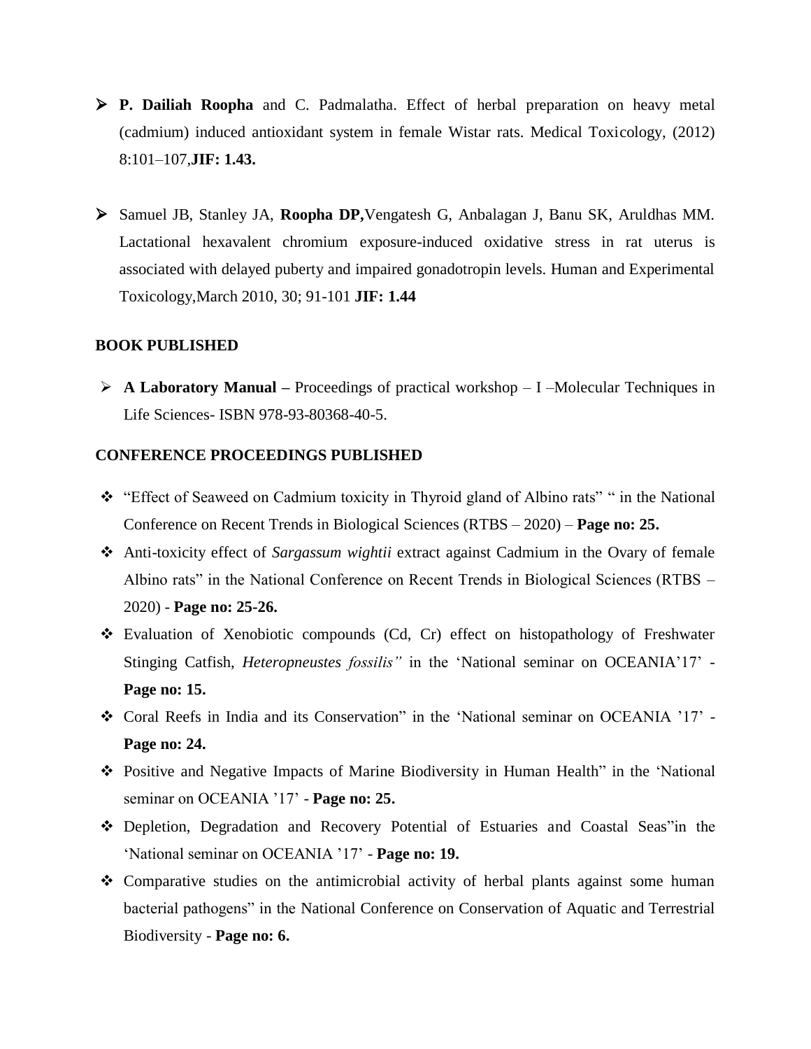- **P. Dailiah Roopha** and C. Padmalatha. Effect of herbal preparation on heavy metal (cadmium) induced antioxidant system in female Wistar rats. Medical Toxicology, (2012) 8:101–107,**JIF: 1.43.**

- Samuel JB, Stanley JA, **Roopha DP,**Vengatesh G, Anbalagan J, Banu SK, Aruldhas MM. Lactational hexavalent chromium exposure-induced oxidative stress in rat uterus is associated with delayed puberty and impaired gonadotropin levels. Human and Experimental Toxicology,March 2010, 30; 91-101 **JIF: 1.44**

**BOOK PUBLISHED**

- **A Laboratory Manual –** Proceedings of practical workshop – I –Molecular Techniques in Life Sciences- ISBN 978-93-80368-40-5.

**CONFERENCE PROCEEDINGS PUBLISHED**

- "Effect of Seaweed on Cadmium toxicity in Thyroid gland of Albino rats" " in the National Conference on Recent Trends in Biological Sciences (RTBS – 2020) – **Page no: 25.**
- Anti-toxicity effect of *Sargassum wightii* extract against Cadmium in the Ovary of female Albino rats" in the National Conference on Recent Trends in Biological Sciences (RTBS – 2020) - **Page no: 25-26.**
- Evaluation of Xenobiotic compounds (Cd, Cr) effect on histopathology of Freshwater Stinging Catfish, *Heteropneustes fossilis"* in the 'National seminar on OCEANIA'17' - **Page no: 15.**
- Coral Reefs in India and its Conservation" in the 'National seminar on OCEANIA '17' - **Page no: 24.**
- Positive and Negative Impacts of Marine Biodiversity in Human Health" in the 'National seminar on OCEANIA '17' - **Page no: 25.**
- Depletion, Degradation and Recovery Potential of Estuaries and Coastal Seas"in the 'National seminar on OCEANIA '17' - **Page no: 19.**
- Comparative studies on the antimicrobial activity of herbal plants against some human bacterial pathogens" in the National Conference on Conservation of Aquatic and Terrestrial Biodiversity - **Page no: 6.**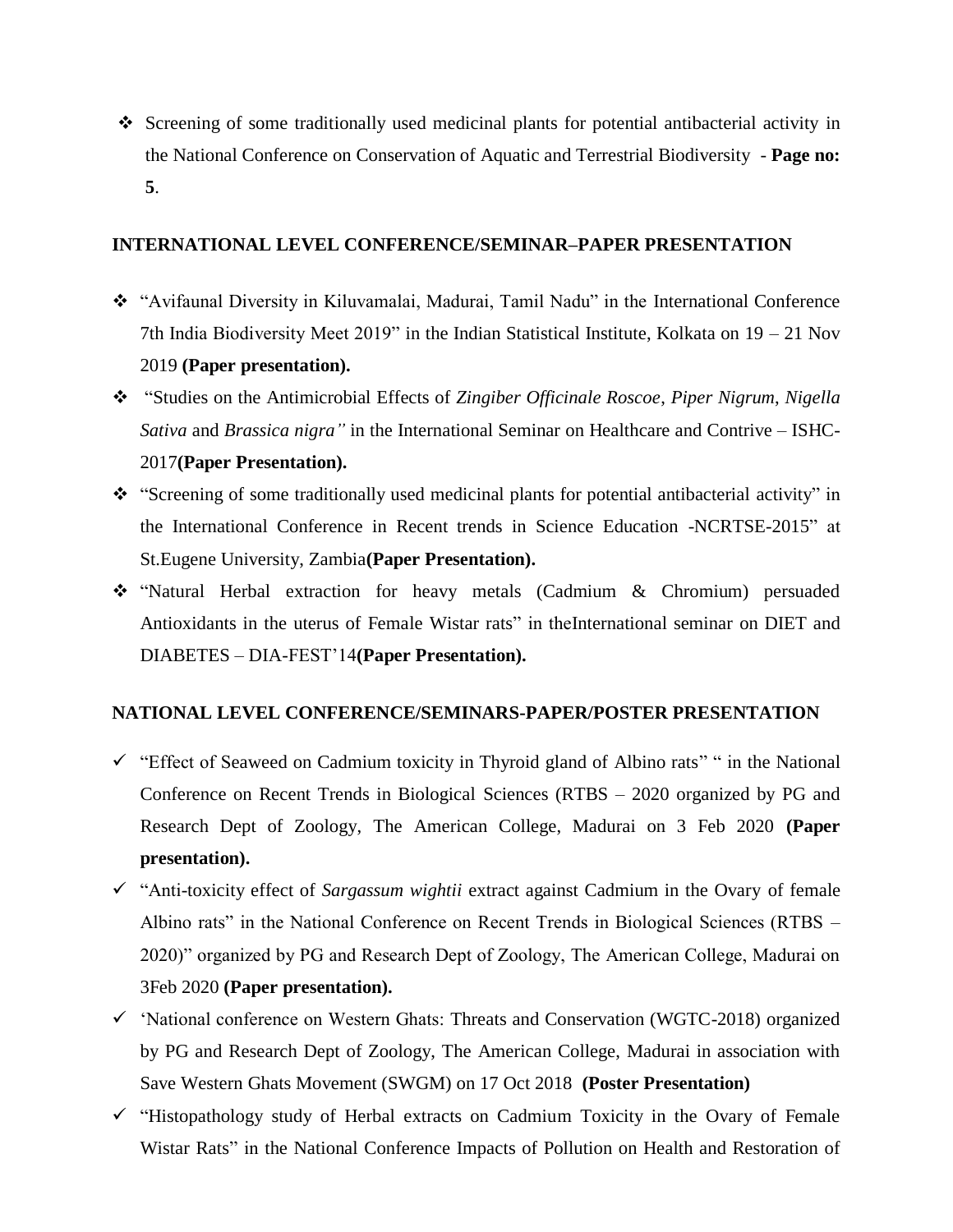- Screening of some traditionally used medicinal plants for potential antibacterial activity in the National Conference on Conservation of Aquatic and Terrestrial Biodiversity - **Page no: 5**.

**INTERNATIONAL LEVEL CONFERENCE/SEMINAR–PAPER PRESENTATION**

- "Avifaunal Diversity in Kiluvamalai, Madurai, Tamil Nadu" in the International Conference 7th India Biodiversity Meet 2019" in the Indian Statistical Institute, Kolkata on 19 – 21 Nov 2019 **(Paper presentation).**
- "Studies on the Antimicrobial Effects of *Zingiber Officinale Roscoe*, *Piper Nigrum*, *Nigella Sativa* and *Brassica nigra"* in the International Seminar on Healthcare and Contrive – ISHC-2017**(Paper Presentation).**
- "Screening of some traditionally used medicinal plants for potential antibacterial activity" in the International Conference in Recent trends in Science Education -NCRTSE-2015" at St.Eugene University, Zambia**(Paper Presentation).**
- "Natural Herbal extraction for heavy metals (Cadmium & Chromium) persuaded Antioxidants in the uterus of Female Wistar rats" in theInternational seminar on DIET and DIABETES – DIA-FEST'14**(Paper Presentation).**

**NATIONAL LEVEL CONFERENCE/SEMINARS-PAPER/POSTER PRESENTATION**

- "Effect of Seaweed on Cadmium toxicity in Thyroid gland of Albino rats" " in the National Conference on Recent Trends in Biological Sciences (RTBS – 2020 organized by PG and Research Dept of Zoology, The American College, Madurai on 3 Feb 2020 **(Paper presentation).**
- "Anti-toxicity effect of *Sargassum wightii* extract against Cadmium in the Ovary of female Albino rats" in the National Conference on Recent Trends in Biological Sciences (RTBS – 2020)" organized by PG and Research Dept of Zoology, The American College, Madurai on 3Feb 2020 **(Paper presentation).**
- 'National conference on Western Ghats: Threats and Conservation (WGTC-2018) organized by PG and Research Dept of Zoology, The American College, Madurai in association with Save Western Ghats Movement (SWGM) on 17 Oct 2018 **(Poster Presentation)**
- "Histopathology study of Herbal extracts on Cadmium Toxicity in the Ovary of Female Wistar Rats" in the National Conference Impacts of Pollution on Health and Restoration of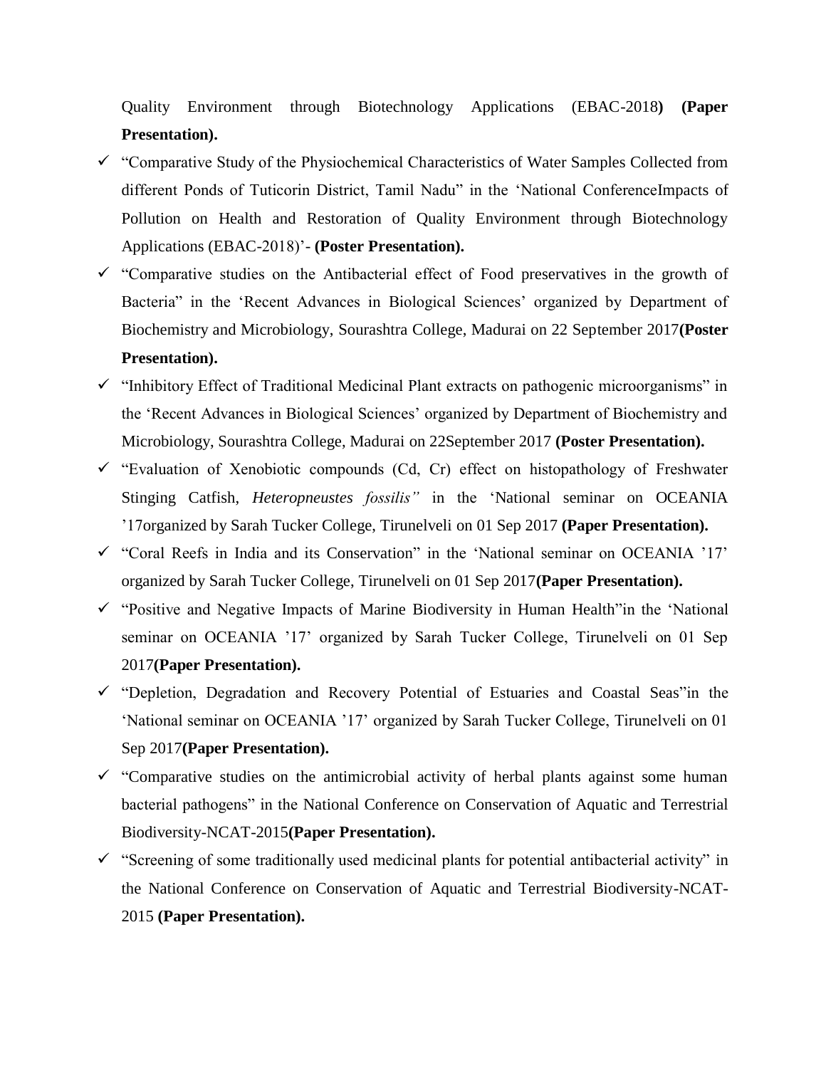Quality Environment through Biotechnology Applications (EBAC-2018**) (Paper Presentation).**

- ✓ "Comparative Study of the Physiochemical Characteristics of Water Samples Collected from different Ponds of Tuticorin District, Tamil Nadu" in the 'National ConferenceImpacts of Pollution on Health and Restoration of Quality Environment through Biotechnology Applications (EBAC-2018)'- **(Poster Presentation).**
- ✓ "Comparative studies on the Antibacterial effect of Food preservatives in the growth of Bacteria" in the 'Recent Advances in Biological Sciences' organized by Department of Biochemistry and Microbiology, Sourashtra College, Madurai on 22 September 2017**(Poster Presentation).**
- ✓ "Inhibitory Effect of Traditional Medicinal Plant extracts on pathogenic microorganisms" in the 'Recent Advances in Biological Sciences' organized by Department of Biochemistry and Microbiology, Sourashtra College, Madurai on 22September 2017 **(Poster Presentation).**
- ✓ "Evaluation of Xenobiotic compounds (Cd, Cr) effect on histopathology of Freshwater Stinging Catfish, *Heteropneustes fossilis"* in the 'National seminar on OCEANIA '17organized by Sarah Tucker College, Tirunelveli on 01 Sep 2017 **(Paper Presentation).**
- ✓ "Coral Reefs in India and its Conservation" in the 'National seminar on OCEANIA '17' organized by Sarah Tucker College, Tirunelveli on 01 Sep 2017**(Paper Presentation).**
- ✓ "Positive and Negative Impacts of Marine Biodiversity in Human Health"in the 'National seminar on OCEANIA '17' organized by Sarah Tucker College, Tirunelveli on 01 Sep 2017**(Paper Presentation).**
- ✓ "Depletion, Degradation and Recovery Potential of Estuaries and Coastal Seas"in the 'National seminar on OCEANIA '17' organized by Sarah Tucker College, Tirunelveli on 01 Sep 2017**(Paper Presentation).**
- ✓ "Comparative studies on the antimicrobial activity of herbal plants against some human bacterial pathogens" in the National Conference on Conservation of Aquatic and Terrestrial Biodiversity-NCAT-2015**(Paper Presentation).**
- ✓ "Screening of some traditionally used medicinal plants for potential antibacterial activity" in the National Conference on Conservation of Aquatic and Terrestrial Biodiversity-NCAT-2015 **(Paper Presentation).**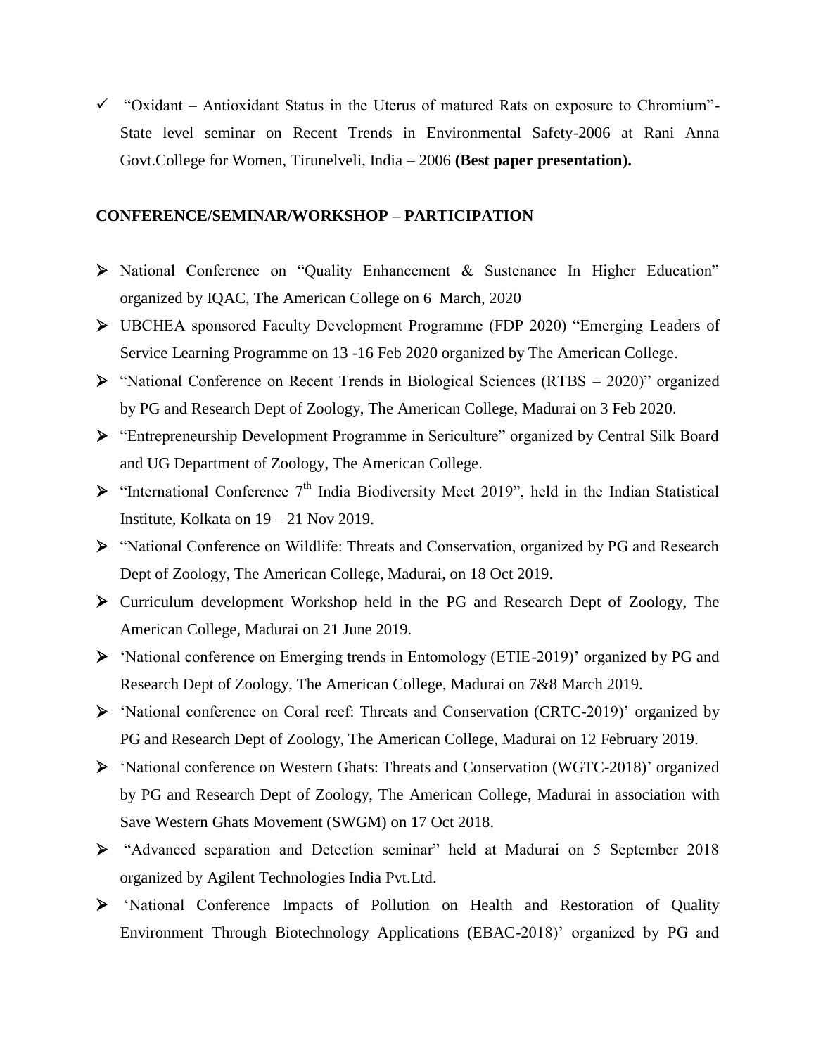- "Oxidant – Antioxidant Status in the Uterus of matured Rats on exposure to Chromium"- State level seminar on Recent Trends in Environmental Safety-2006 at Rani Anna Govt.College for Women, Tirunelveli, India – 2006 **(Best paper presentation).**

**CONFERENCE/SEMINAR/WORKSHOP – PARTICIPATION**

- National Conference on "Quality Enhancement & Sustenance In Higher Education" organized by IQAC, The American College on 6 March, 2020
- UBCHEA sponsored Faculty Development Programme (FDP 2020) "Emerging Leaders of Service Learning Programme on 13 -16 Feb 2020 organized by The American College.
- "National Conference on Recent Trends in Biological Sciences (RTBS – 2020)" organized by PG and Research Dept of Zoology, The American College, Madurai on 3 Feb 2020.
- "Entrepreneurship Development Programme in Sericulture" organized by Central Silk Board and UG Department of Zoology, The American College.
- "International Conference 7th India Biodiversity Meet 2019", held in the Indian Statistical Institute, Kolkata on 19 – 21 Nov 2019.
- "National Conference on Wildlife: Threats and Conservation, organized by PG and Research Dept of Zoology, The American College, Madurai, on 18 Oct 2019.
- Curriculum development Workshop held in the PG and Research Dept of Zoology, The American College, Madurai on 21 June 2019.
- 'National conference on Emerging trends in Entomology (ETIE-2019)' organized by PG and Research Dept of Zoology, The American College, Madurai on 7&8 March 2019.
- 'National conference on Coral reef: Threats and Conservation (CRTC-2019)' organized by PG and Research Dept of Zoology, The American College, Madurai on 12 February 2019.
- 'National conference on Western Ghats: Threats and Conservation (WGTC-2018)' organized by PG and Research Dept of Zoology, The American College, Madurai in association with Save Western Ghats Movement (SWGM) on 17 Oct 2018.
- "Advanced separation and Detection seminar" held at Madurai on 5 September 2018 organized by Agilent Technologies India Pvt.Ltd.
- 'National Conference Impacts of Pollution on Health and Restoration of Quality Environment Through Biotechnology Applications (EBAC-2018)' organized by PG and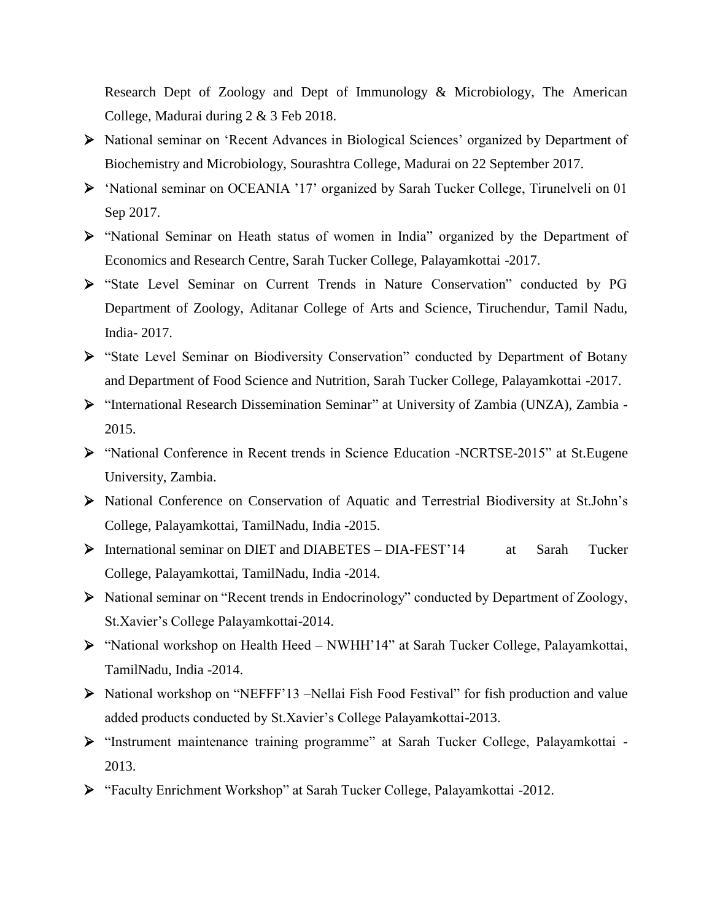Research Dept of Zoology and Dept of Immunology & Microbiology, The American College, Madurai during 2 & 3 Feb 2018.

- National seminar on 'Recent Advances in Biological Sciences' organized by Department of Biochemistry and Microbiology, Sourashtra College, Madurai on 22 September 2017.
- 'National seminar on OCEANIA '17' organized by Sarah Tucker College, Tirunelveli on 01 Sep 2017.
- "National Seminar on Heath status of women in India" organized by the Department of Economics and Research Centre, Sarah Tucker College, Palayamkottai -2017.
- "State Level Seminar on Current Trends in Nature Conservation" conducted by PG Department of Zoology, Aditanar College of Arts and Science, Tiruchendur, Tamil Nadu, India- 2017.
- "State Level Seminar on Biodiversity Conservation" conducted by Department of Botany and Department of Food Science and Nutrition, Sarah Tucker College, Palayamkottai -2017.
- "International Research Dissemination Seminar" at University of Zambia (UNZA), Zambia - 2015.
- "National Conference in Recent trends in Science Education -NCRTSE-2015" at St.Eugene University, Zambia.
- National Conference on Conservation of Aquatic and Terrestrial Biodiversity at St.John's College, Palayamkottai, TamilNadu, India -2015.
- International seminar on DIET and DIABETES – DIA-FEST'14 at Sarah Tucker College, Palayamkottai, TamilNadu, India -2014.
- National seminar on "Recent trends in Endocrinology" conducted by Department of Zoology, St.Xavier's College Palayamkottai-2014.
- "National workshop on Health Heed – NWHH'14" at Sarah Tucker College, Palayamkottai, TamilNadu, India -2014.
- National workshop on "NEFFF'13 –Nellai Fish Food Festival" for fish production and value added products conducted by St.Xavier's College Palayamkottai-2013.
- "Instrument maintenance training programme" at Sarah Tucker College, Palayamkottai - 2013.
- "Faculty Enrichment Workshop" at Sarah Tucker College, Palayamkottai -2012.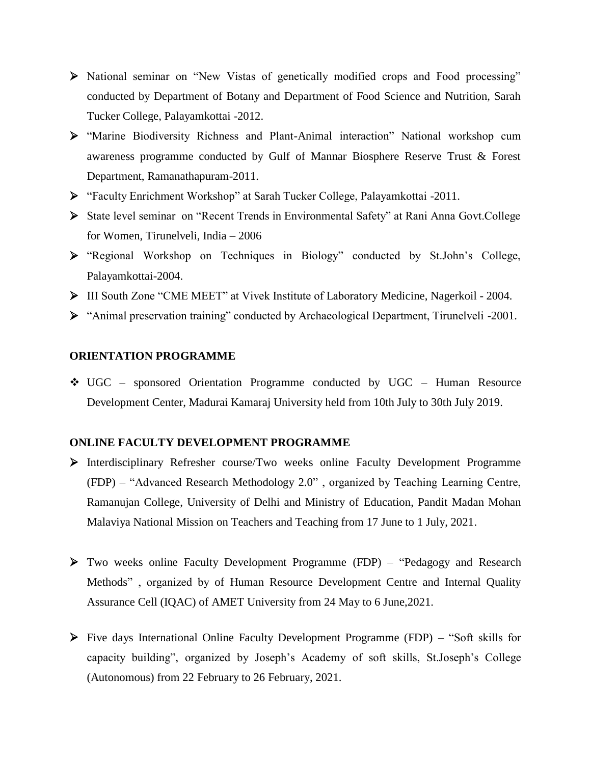- National seminar on "New Vistas of genetically modified crops and Food processing" conducted by Department of Botany and Department of Food Science and Nutrition, Sarah Tucker College, Palayamkottai -2012.
- "Marine Biodiversity Richness and Plant-Animal interaction" National workshop cum awareness programme conducted by Gulf of Mannar Biosphere Reserve Trust & Forest Department, Ramanathapuram-2011.
- "Faculty Enrichment Workshop" at Sarah Tucker College, Palayamkottai -2011.
- State level seminar on "Recent Trends in Environmental Safety" at Rani Anna Govt.College for Women, Tirunelveli, India – 2006
- "Regional Workshop on Techniques in Biology" conducted by St.John's College, Palayamkottai-2004.
- III South Zone "CME MEET" at Vivek Institute of Laboratory Medicine, Nagerkoil - 2004.
- "Animal preservation training" conducted by Archaeological Department, Tirunelveli -2001.

**ORIENTATION PROGRAMME**

- UGC – sponsored Orientation Programme conducted by UGC – Human Resource Development Center, Madurai Kamaraj University held from 10th July to 30th July 2019.

**ONLINE FACULTY DEVELOPMENT PROGRAMME**

- Interdisciplinary Refresher course/Two weeks online Faculty Development Programme (FDP) – "Advanced Research Methodology 2.0" , organized by Teaching Learning Centre, Ramanujan College, University of Delhi and Ministry of Education, Pandit Madan Mohan Malaviya National Mission on Teachers and Teaching from 17 June to 1 July, 2021.

- Two weeks online Faculty Development Programme (FDP) – "Pedagogy and Research Methods" , organized by of Human Resource Development Centre and Internal Quality Assurance Cell (IQAC) of AMET University from 24 May to 6 June,2021.

- Five days International Online Faculty Development Programme (FDP) – "Soft skills for capacity building", organized by Joseph's Academy of soft skills, St.Joseph's College (Autonomous) from 22 February to 26 February, 2021.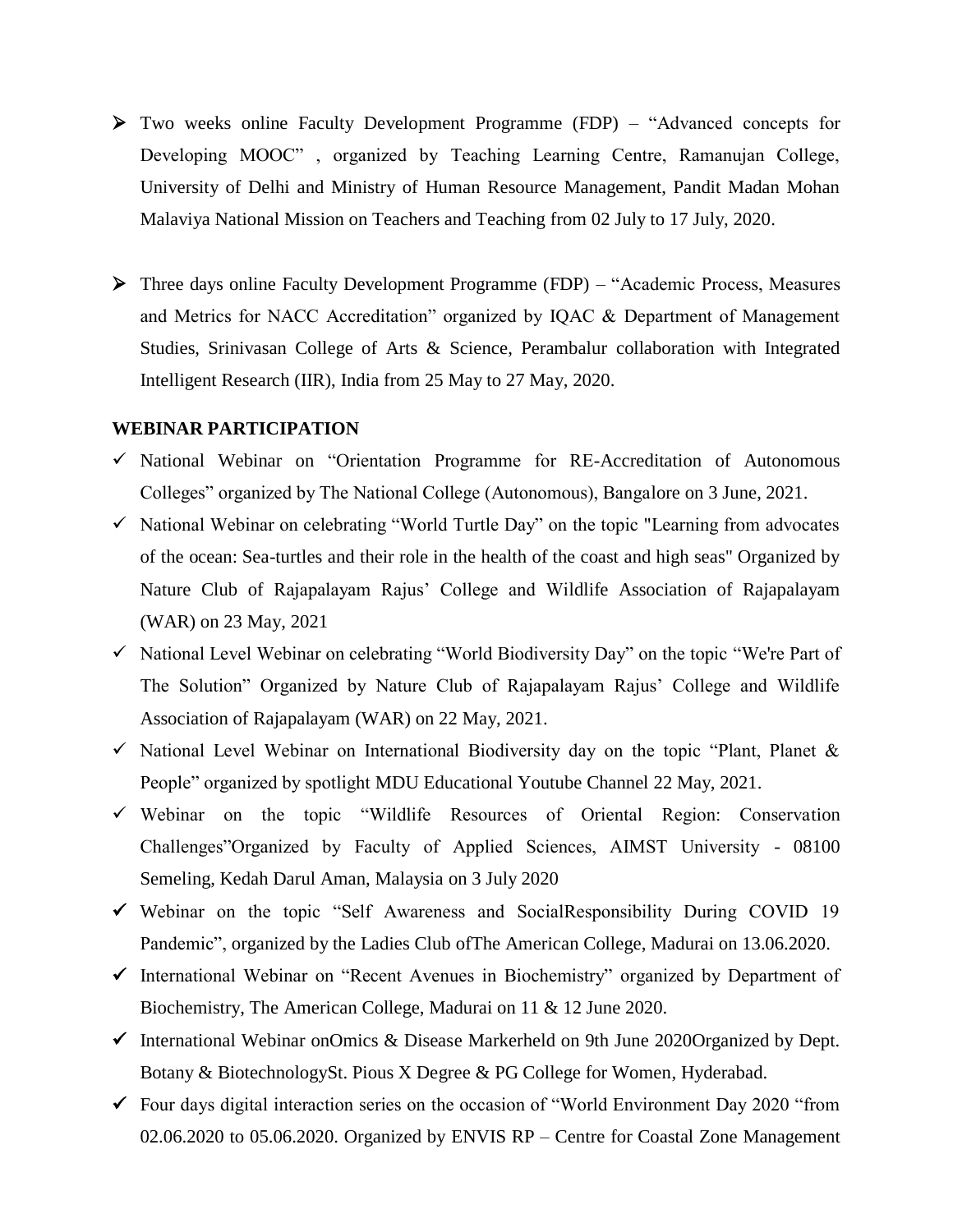- Two weeks online Faculty Development Programme (FDP) – "Advanced concepts for Developing MOOC" , organized by Teaching Learning Centre, Ramanujan College, University of Delhi and Ministry of Human Resource Management, Pandit Madan Mohan Malaviya National Mission on Teachers and Teaching from 02 July to 17 July, 2020.

- Three days online Faculty Development Programme (FDP) – "Academic Process, Measures and Metrics for NACC Accreditation" organized by IQAC & Department of Management Studies, Srinivasan College of Arts & Science, Perambalur collaboration with Integrated Intelligent Research (IIR), India from 25 May to 27 May, 2020.

**WEBINAR PARTICIPATION**

- ✓ National Webinar on "Orientation Programme for RE-Accreditation of Autonomous Colleges" organized by The National College (Autonomous), Bangalore on 3 June, 2021.
- ✓ National Webinar on celebrating "World Turtle Day" on the topic "Learning from advocates of the ocean: Sea-turtles and their role in the health of the coast and high seas" Organized by Nature Club of Rajapalayam Rajus' College and Wildlife Association of Rajapalayam (WAR) on 23 May, 2021
- ✓ National Level Webinar on celebrating "World Biodiversity Day" on the topic "We're Part of The Solution" Organized by Nature Club of Rajapalayam Rajus' College and Wildlife Association of Rajapalayam (WAR) on 22 May, 2021.
- ✓ National Level Webinar on International Biodiversity day on the topic "Plant, Planet & People" organized by spotlight MDU Educational Youtube Channel 22 May, 2021.
- ✓ Webinar on the topic "Wildlife Resources of Oriental Region: Conservation Challenges"Organized by Faculty of Applied Sciences, AIMST University - 08100 Semeling, Kedah Darul Aman, Malaysia on 3 July 2020
- ✓ Webinar on the topic "Self Awareness and SocialResponsibility During COVID 19 Pandemic", organized by the Ladies Club ofThe American College, Madurai on 13.06.2020.
- ✓ International Webinar on "Recent Avenues in Biochemistry" organized by Department of Biochemistry, The American College, Madurai on 11 & 12 June 2020.
- ✓ International Webinar onOmics & Disease Markerheld on 9th June 2020Organized by Dept. Botany & BiotechnologySt. Pious X Degree & PG College for Women, Hyderabad.
- ✓ Four days digital interaction series on the occasion of "World Environment Day 2020 "from 02.06.2020 to 05.06.2020. Organized by ENVIS RP – Centre for Coastal Zone Management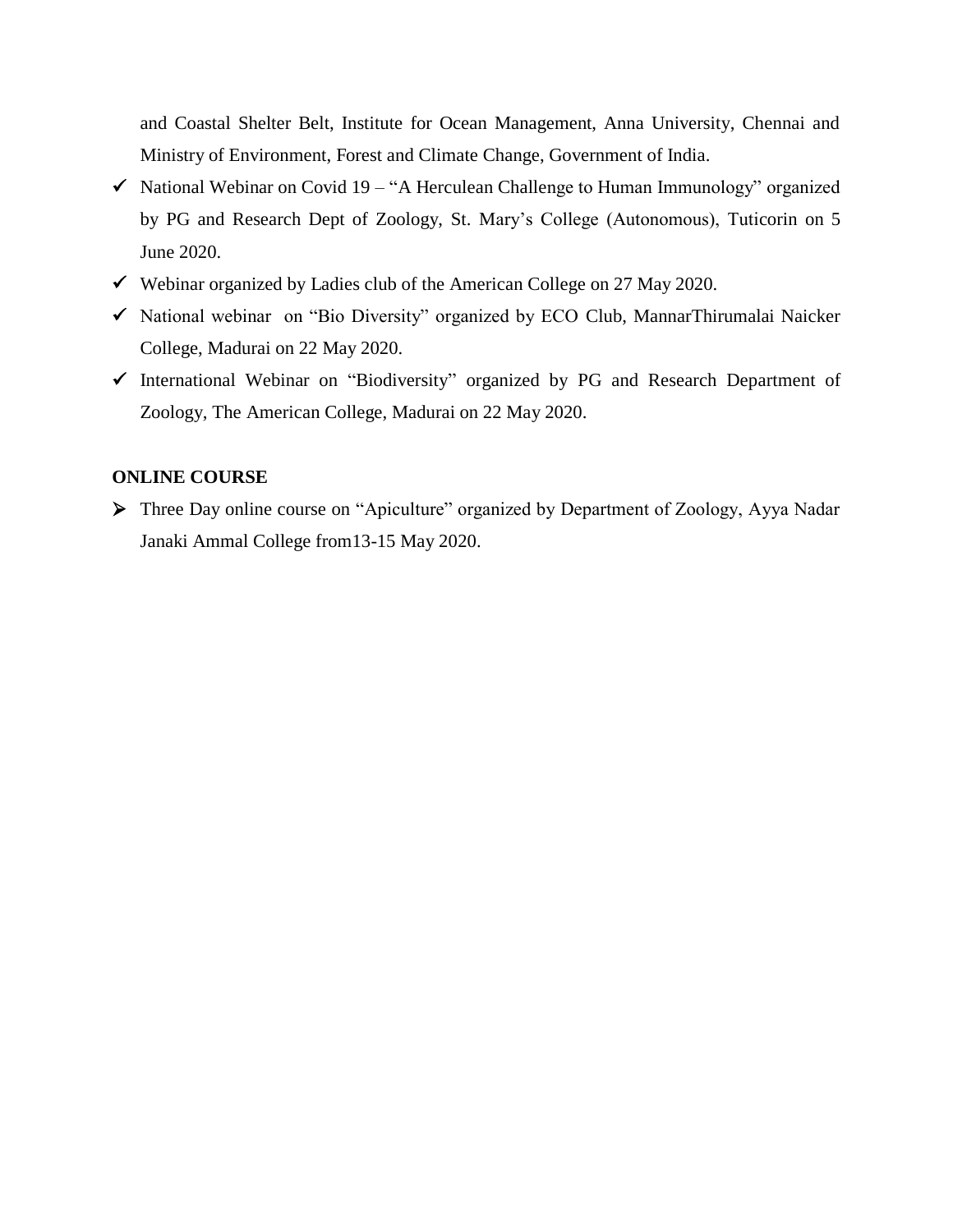and Coastal Shelter Belt, Institute for Ocean Management, Anna University, Chennai and Ministry of Environment, Forest and Climate Change, Government of India.

- ✓ National Webinar on Covid 19 – "A Herculean Challenge to Human Immunology" organized by PG and Research Dept of Zoology, St. Mary's College (Autonomous), Tuticorin on 5 June 2020.
- ✓ Webinar organized by Ladies club of the American College on 27 May 2020.
- ✓ National webinar on "Bio Diversity" organized by ECO Club, MannarThirumalai Naicker College, Madurai on 22 May 2020.
- ✓ International Webinar on "Biodiversity" organized by PG and Research Department of Zoology, The American College, Madurai on 22 May 2020.

**ONLINE COURSE**

- ➢ Three Day online course on "Apiculture" organized by Department of Zoology, Ayya Nadar Janaki Ammal College from13-15 May 2020.